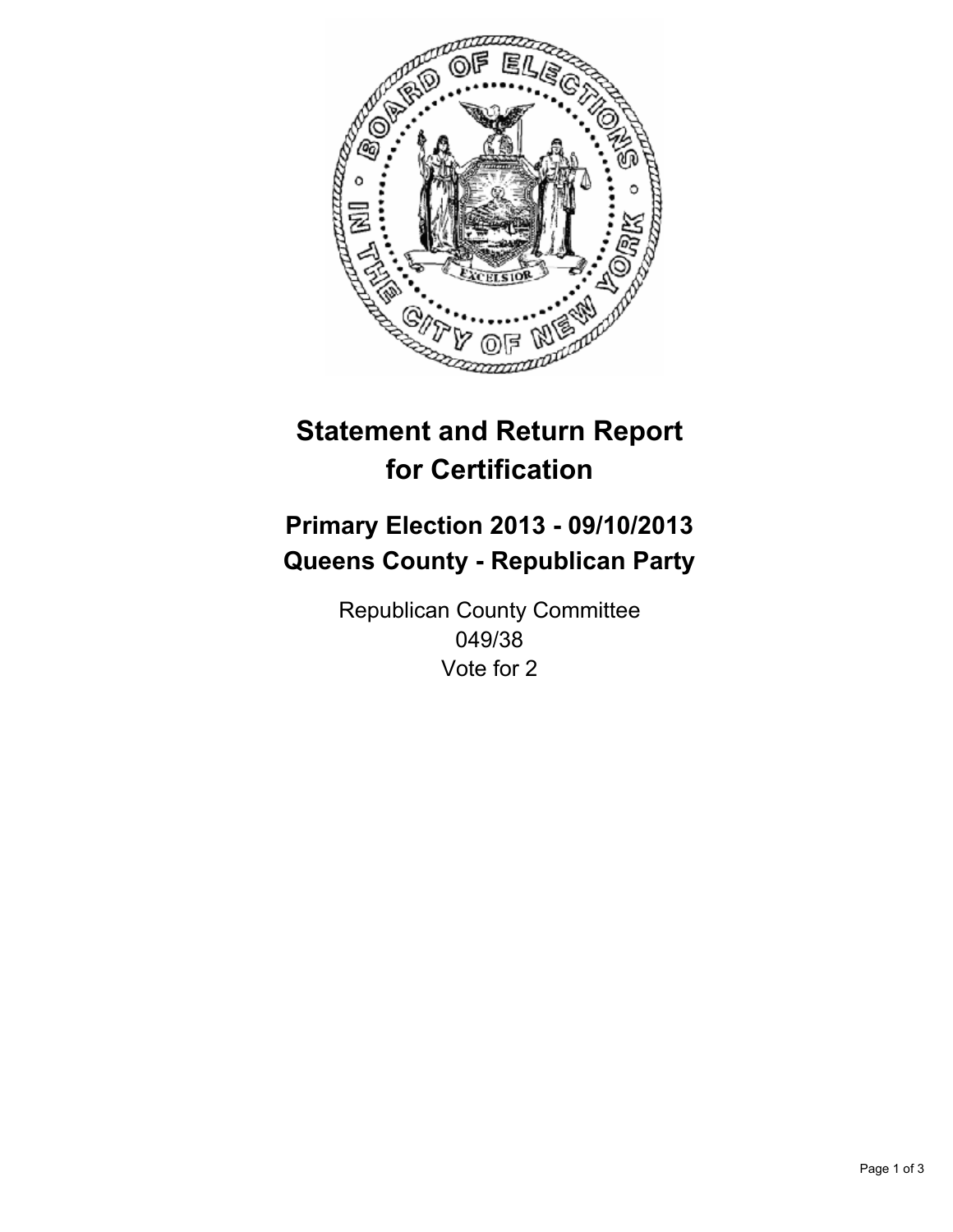# Statement and Return Report for Certification

## Primary Election 2013 - 09/10/2013
## Queens County - Republican Party

Republican County Committee
049/38
Vote for 2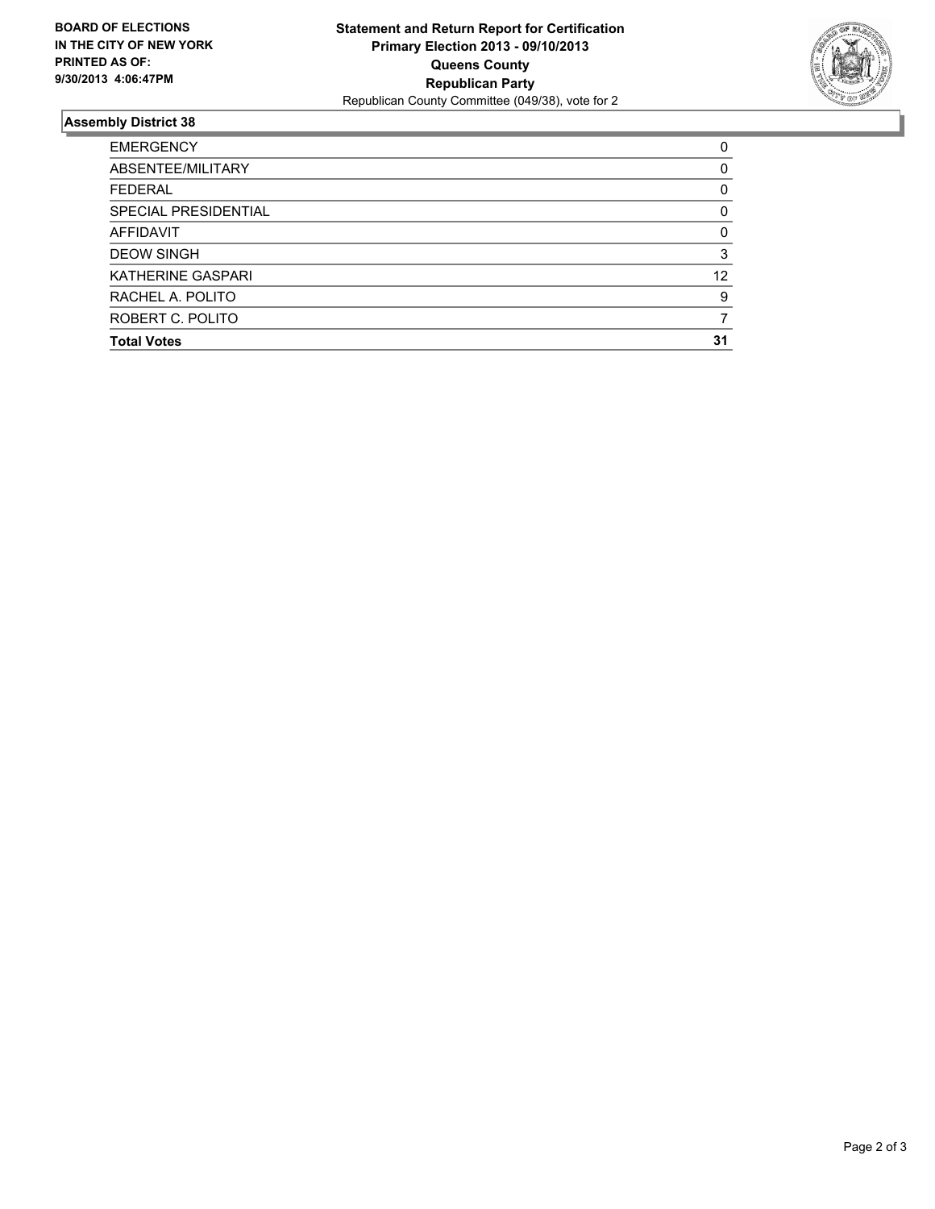**BOARD OF ELECTIONS IN THE CITY OF NEW YORK PRINTED AS OF: 9/30/2013 4:06:47PM**

# Statement and Return Report for Certification
## Primary Election 2013 - 09/10/2013
## Queens County
## Republican Party

Republican County Committee (049/38), vote for 2

### Assembly District 38

| | |
|---|---|
| EMERGENCY | 0 |
| ABSENTEE/MILITARY | 0 |
| FEDERAL | 0 |
| SPECIAL PRESIDENTIAL | 0 |
| AFFIDAVIT | 0 |
| DEOW SINGH | 3 |
| KATHERINE GASPARI | 12 |
| RACHEL A. POLITO | 9 |
| ROBERT C. POLITO | 7 |
| **Total Votes** | **31** |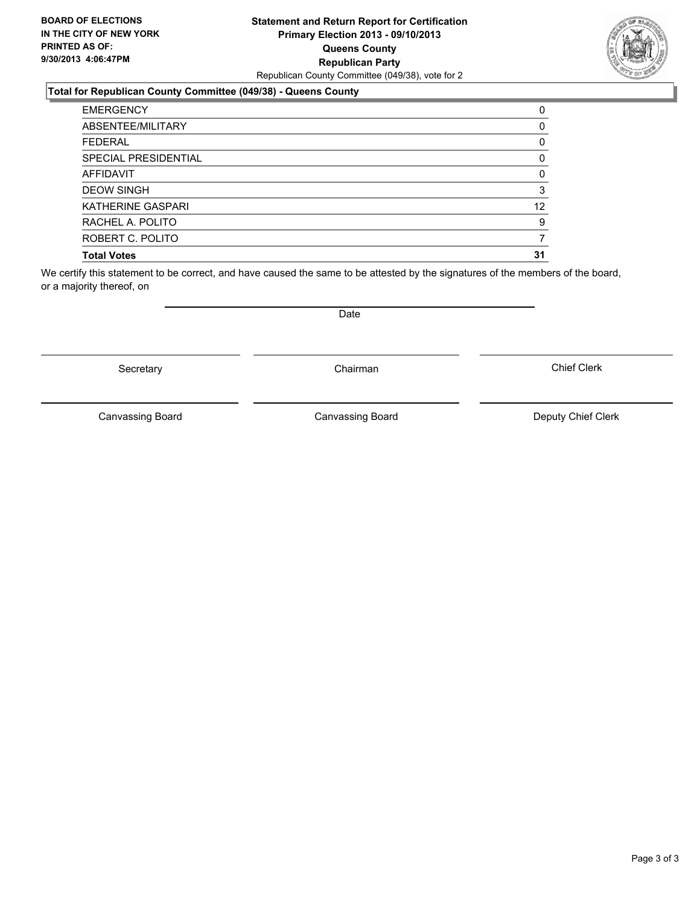**BOARD OF ELECTIONS IN THE CITY OF NEW YORK PRINTED AS OF: 9/30/2013 4:06:47PM**

**Statement and Return Report for Certification**
**Primary Election 2013 - 09/10/2013**
**Queens County**
**Republican Party**
Republican County Committee (049/38), vote for 2

### Total for Republican County Committee (049/38) - Queens County

| | |
|---|---|
| EMERGENCY | 0 |
| ABSENTEE/MILITARY | 0 |
| FEDERAL | 0 |
| SPECIAL PRESIDENTIAL | 0 |
| AFFIDAVIT | 0 |
| DEOW SINGH | 3 |
| KATHERINE GASPARI | 12 |
| RACHEL A. POLITO | 9 |
| ROBERT C. POLITO | 7 |
| **Total Votes** | **31** |

We certify this statement to be correct, and have caused the same to be attested by the signatures of the members of the board, or a majority thereof, on

Date

Secretary

Chairman

Chief Clerk

Canvassing Board

Canvassing Board

Deputy Chief Clerk